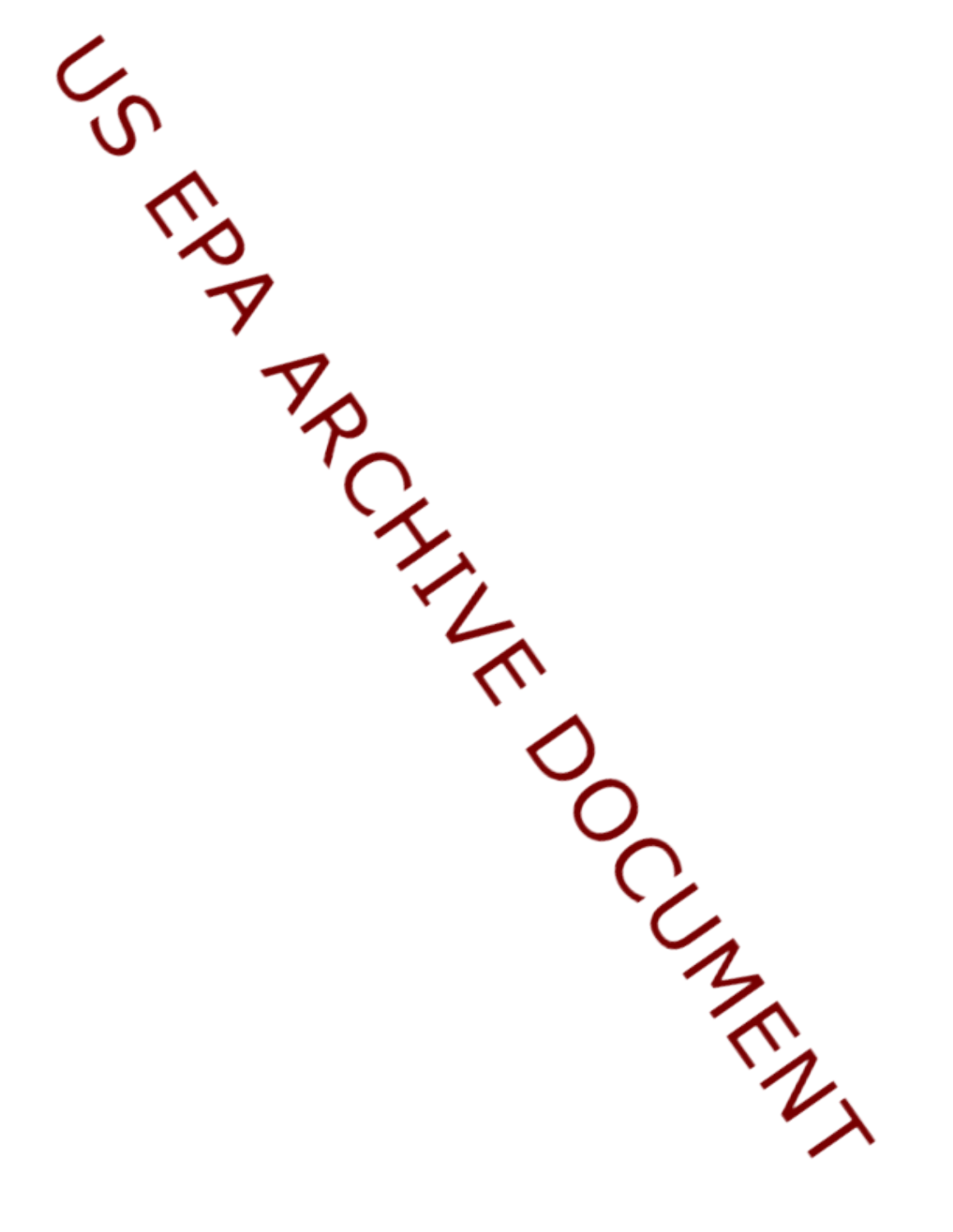US EPA ARCHIVE DOCUMENT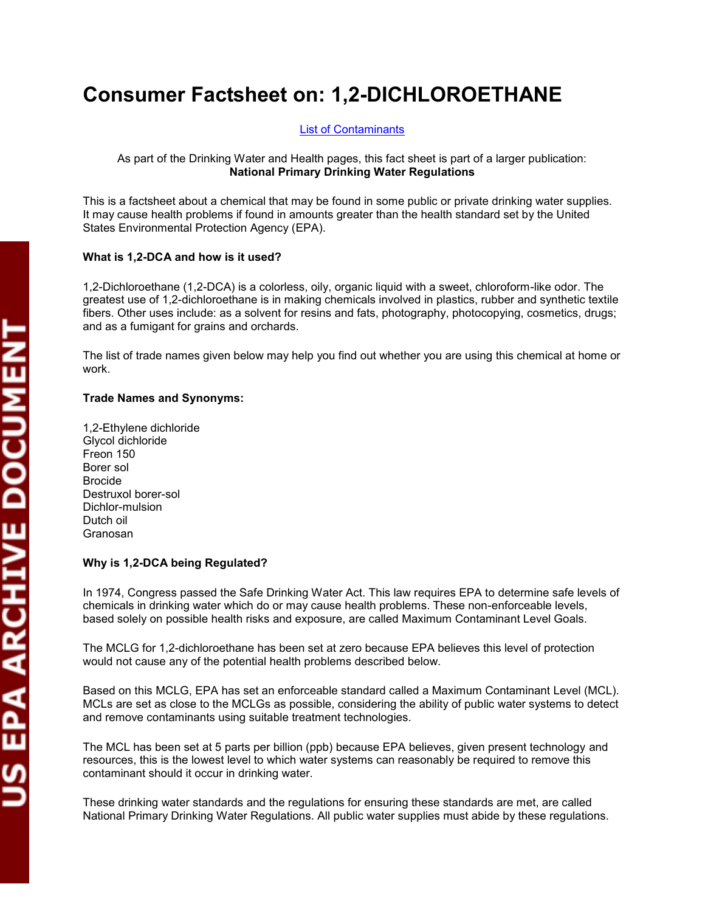# Consumer Factsheet on: 1,2-DICHLOROETHANE

List of Contaminants

As part of the Drinking Water and Health pages, this fact sheet is part of a larger publication:
**National Primary Drinking Water Regulations**

This is a factsheet about a chemical that may be found in some public or private drinking water supplies. It may cause health problems if found in amounts greater than the health standard set by the United States Environmental Protection Agency (EPA).

**What is 1,2-DCA and how is it used?**

1,2-Dichloroethane (1,2-DCA) is a colorless, oily, organic liquid with a sweet, chloroform-like odor. The greatest use of 1,2-dichloroethane is in making chemicals involved in plastics, rubber and synthetic textile fibers. Other uses include: as a solvent for resins and fats, photography, photocopying, cosmetics, drugs; and as a fumigant for grains and orchards.

The list of trade names given below may help you find out whether you are using this chemical at home or work.

**Trade Names and Synonyms:**

1,2-Ethylene dichloride
Glycol dichloride
Freon 150
Borer sol
Brocide
Destruxol borer-sol
Dichlor-mulsion
Dutch oil
Granosan

**Why is 1,2-DCA being Regulated?**

In 1974, Congress passed the Safe Drinking Water Act. This law requires EPA to determine safe levels of chemicals in drinking water which do or may cause health problems. These non-enforceable levels, based solely on possible health risks and exposure, are called Maximum Contaminant Level Goals.

The MCLG for 1,2-dichloroethane has been set at zero because EPA believes this level of protection would not cause any of the potential health problems described below.

Based on this MCLG, EPA has set an enforceable standard called a Maximum Contaminant Level (MCL). MCLs are set as close to the MCLGs as possible, considering the ability of public water systems to detect and remove contaminants using suitable treatment technologies.

The MCL has been set at 5 parts per billion (ppb) because EPA believes, given present technology and resources, this is the lowest level to which water systems can reasonably be required to remove this contaminant should it occur in drinking water.

These drinking water standards and the regulations for ensuring these standards are met, are called National Primary Drinking Water Regulations. All public water supplies must abide by these regulations.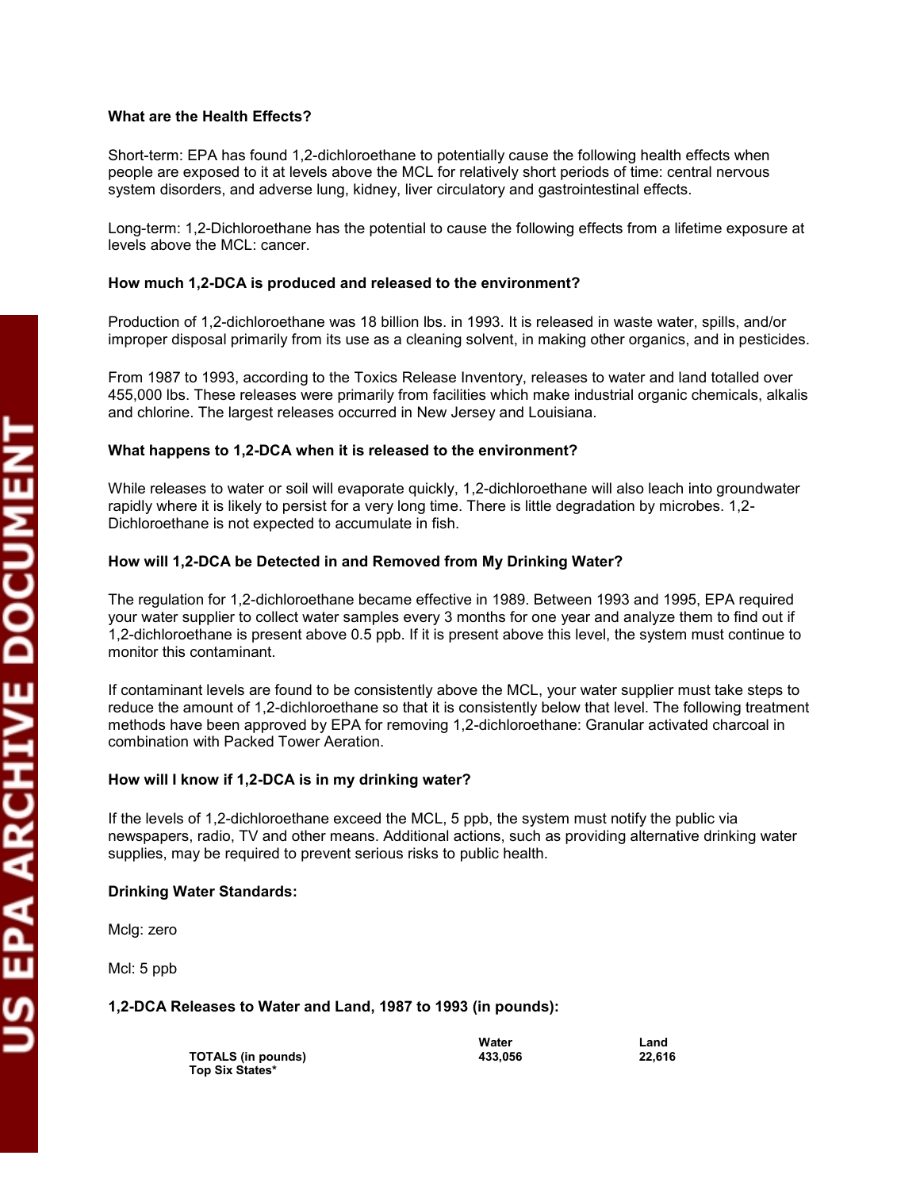### What are the Health Effects?

Short-term: EPA has found 1,2-dichloroethane to potentially cause the following health effects when people are exposed to it at levels above the MCL for relatively short periods of time: central nervous system disorders, and adverse lung, kidney, liver circulatory and gastrointestinal effects.

Long-term: 1,2-Dichloroethane has the potential to cause the following effects from a lifetime exposure at levels above the MCL: cancer.

### How much 1,2-DCA is produced and released to the environment?

Production of 1,2-dichloroethane was 18 billion lbs. in 1993. It is released in waste water, spills, and/or improper disposal primarily from its use as a cleaning solvent, in making other organics, and in pesticides.

From 1987 to 1993, according to the Toxics Release Inventory, releases to water and land totalled over 455,000 lbs. These releases were primarily from facilities which make industrial organic chemicals, alkalis and chlorine. The largest releases occurred in New Jersey and Louisiana.

### What happens to 1,2-DCA when it is released to the environment?

While releases to water or soil will evaporate quickly, 1,2-dichloroethane will also leach into groundwater rapidly where it is likely to persist for a very long time. There is little degradation by microbes. 1,2-Dichloroethane is not expected to accumulate in fish.

### How will 1,2-DCA be Detected in and Removed from My Drinking Water?

The regulation for 1,2-dichloroethane became effective in 1989. Between 1993 and 1995, EPA required your water supplier to collect water samples every 3 months for one year and analyze them to find out if 1,2-dichloroethane is present above 0.5 ppb. If it is present above this level, the system must continue to monitor this contaminant.

If contaminant levels are found to be consistently above the MCL, your water supplier must take steps to reduce the amount of 1,2-dichloroethane so that it is consistently below that level. The following treatment methods have been approved by EPA for removing 1,2-dichloroethane: Granular activated charcoal in combination with Packed Tower Aeration.

### How will I know if 1,2-DCA is in my drinking water?

If the levels of 1,2-dichloroethane exceed the MCL, 5 ppb, the system must notify the public via newspapers, radio, TV and other means. Additional actions, such as providing alternative drinking water supplies, may be required to prevent serious risks to public health.

### Drinking Water Standards:

Mclg: zero

Mcl: 5 ppb

### 1,2-DCA Releases to Water and Land, 1987 to 1993 (in pounds):

| | Water | Land |
|---|---|---|
| **TOTALS (in pounds)** | **433,056** | **22,616** |
| **Top Six States*** | | |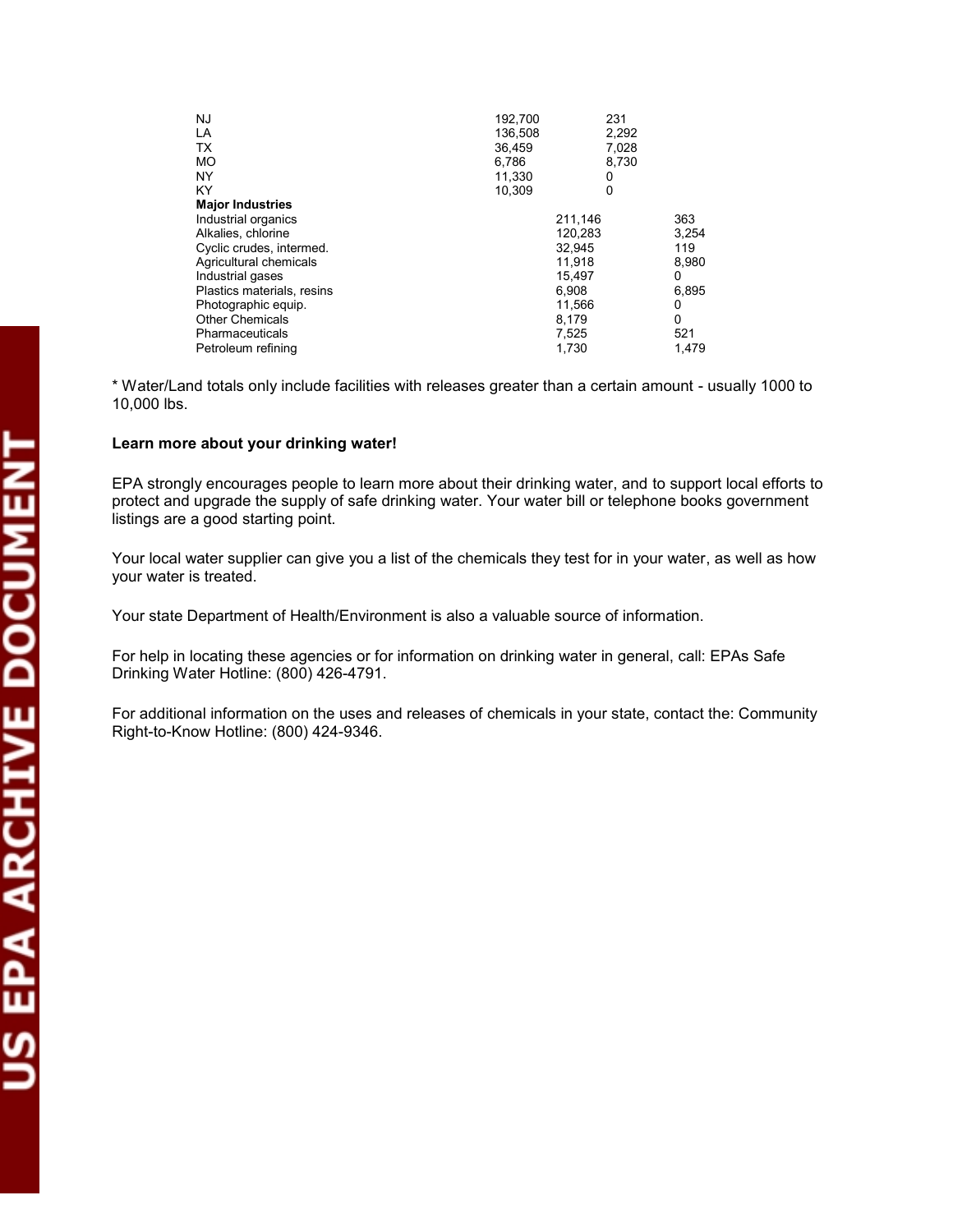| | | |
|---|---|---|
| NJ | 192,700 | 231 |
| LA | 136,508 | 2,292 |
| TX | 36,459 | 7,028 |
| MO | 6,786 | 8,730 |
| NY | 11,330 | 0 |
| KY | 10,309 | 0 |
| **Major Industries** | | |
| Industrial organics | 211,146 | 363 |
| Alkalies, chlorine | 120,283 | 3,254 |
| Cyclic crudes, intermed. | 32,945 | 119 |
| Agricultural chemicals | 11,918 | 8,980 |
| Industrial gases | 15,497 | 0 |
| Plastics materials, resins | 6,908 | 6,895 |
| Photographic equip. | 11,566 | 0 |
| Other Chemicals | 8,179 | 0 |
| Pharmaceuticals | 7,525 | 521 |
| Petroleum refining | 1,730 | 1,479 |

* Water/Land totals only include facilities with releases greater than a certain amount - usually 1000 to 10,000 lbs.

**Learn more about your drinking water!**

EPA strongly encourages people to learn more about their drinking water, and to support local efforts to protect and upgrade the supply of safe drinking water. Your water bill or telephone books government listings are a good starting point.

Your local water supplier can give you a list of the chemicals they test for in your water, as well as how your water is treated.

Your state Department of Health/Environment is also a valuable source of information.

For help in locating these agencies or for information on drinking water in general, call: EPAs Safe Drinking Water Hotline: (800) 426-4791.

For additional information on the uses and releases of chemicals in your state, contact the: Community Right-to-Know Hotline: (800) 424-9346.